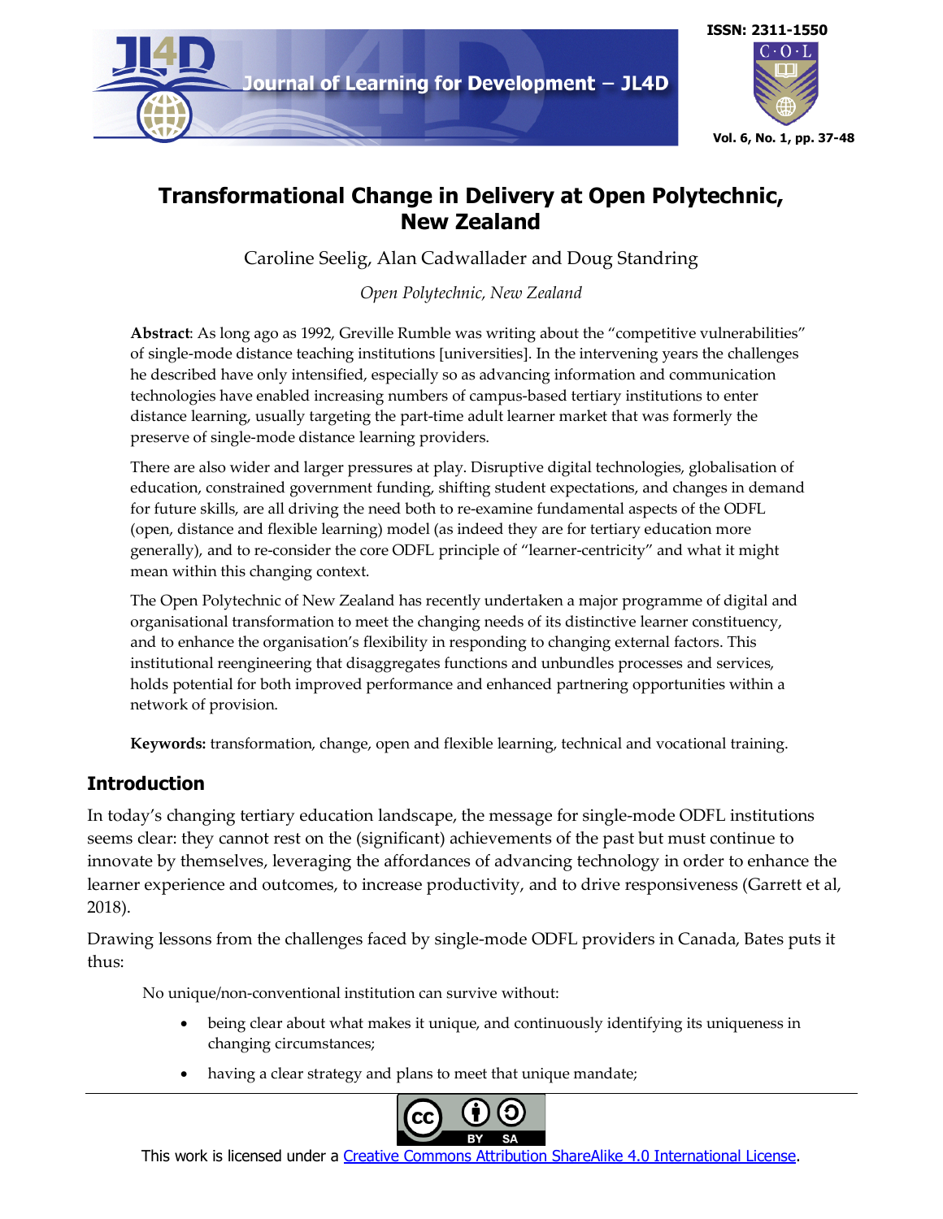# Transformational Change in Delivery at Open Polytechnic, New Zealand

Caroline Seelig, Alan Cadwallader and Doug Standring

*Open Polytechnic, New Zealand*

**Abstract**: As long ago as 1992, Greville Rumble was writing about the "competitive vulnerabilities" of single-mode distance teaching institutions [universities]. In the intervening years the challenges he described have only intensified, especially so as advancing information and communication technologies have enabled increasing numbers of campus-based tertiary institutions to enter distance learning, usually targeting the part-time adult learner market that was formerly the preserve of single-mode distance learning providers.

There are also wider and larger pressures at play. Disruptive digital technologies, globalisation of education, constrained government funding, shifting student expectations, and changes in demand for future skills, are all driving the need both to re-examine fundamental aspects of the ODFL (open, distance and flexible learning) model (as indeed they are for tertiary education more generally), and to re-consider the core ODFL principle of "learner-centricity" and what it might mean within this changing context.

The Open Polytechnic of New Zealand has recently undertaken a major programme of digital and organisational transformation to meet the changing needs of its distinctive learner constituency, and to enhance the organisation's flexibility in responding to changing external factors. This institutional reengineering that disaggregates functions and unbundles processes and services, holds potential for both improved performance and enhanced partnering opportunities within a network of provision.

**Keywords:** transformation, change, open and flexible learning, technical and vocational training.

## Introduction

In today's changing tertiary education landscape, the message for single-mode ODFL institutions seems clear: they cannot rest on the (significant) achievements of the past but must continue to innovate by themselves, leveraging the affordances of advancing technology in order to enhance the learner experience and outcomes, to increase productivity, and to drive responsiveness (Garrett et al, 2018).

Drawing lessons from the challenges faced by single-mode ODFL providers in Canada, Bates puts it thus:

> No unique/non-conventional institution can survive without:
>
> - being clear about what makes it unique, and continuously identifying its uniqueness in changing circumstances;
> - having a clear strategy and plans to meet that unique mandate;

This work is licensed under a Creative Commons Attribution ShareAlike 4.0 International License.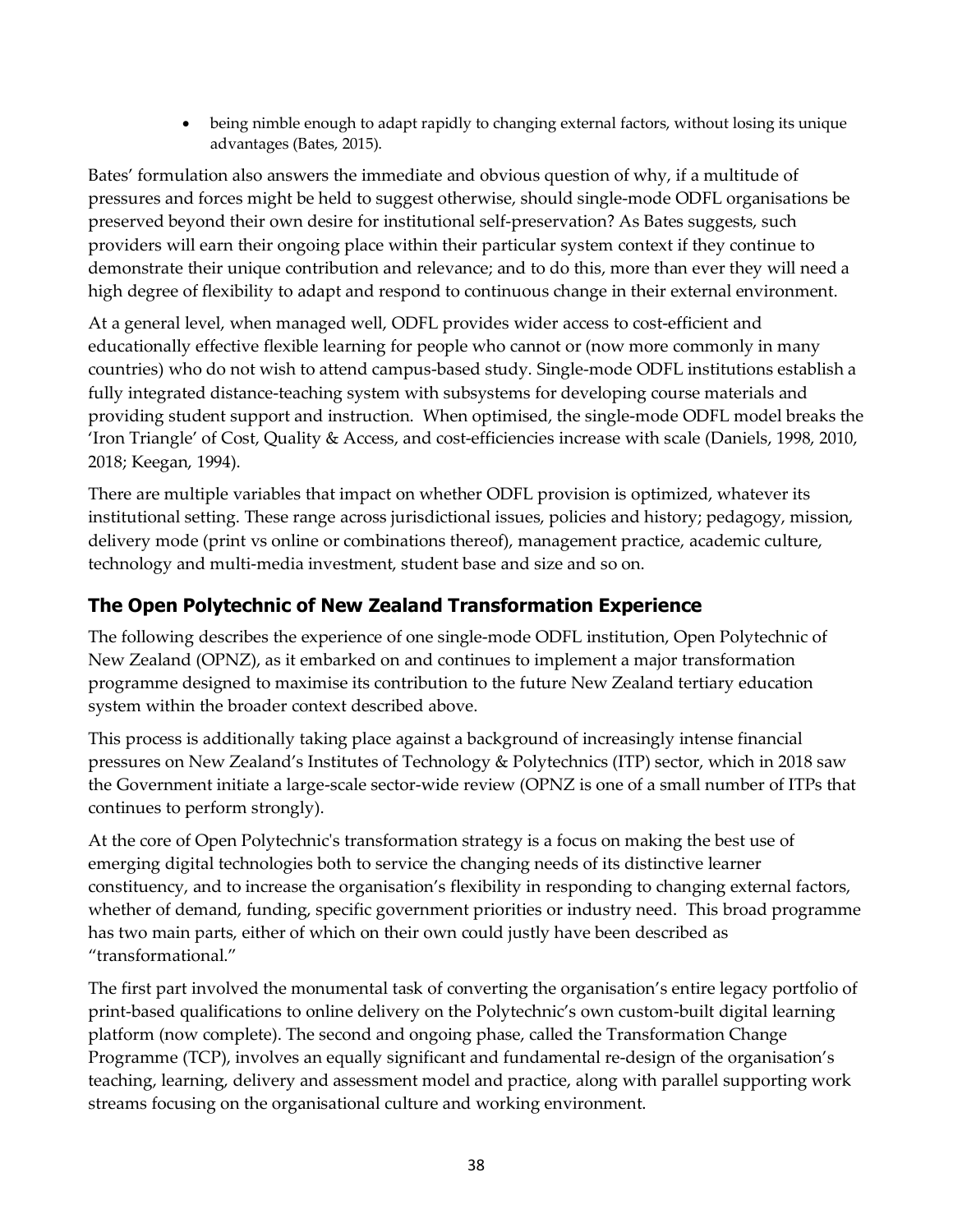- being nimble enough to adapt rapidly to changing external factors, without losing its unique advantages (Bates, 2015).

Bates' formulation also answers the immediate and obvious question of why, if a multitude of pressures and forces might be held to suggest otherwise, should single-mode ODFL organisations be preserved beyond their own desire for institutional self-preservation? As Bates suggests, such providers will earn their ongoing place within their particular system context if they continue to demonstrate their unique contribution and relevance; and to do this, more than ever they will need a high degree of flexibility to adapt and respond to continuous change in their external environment.

At a general level, when managed well, ODFL provides wider access to cost-efficient and educationally effective flexible learning for people who cannot or (now more commonly in many countries) who do not wish to attend campus-based study. Single-mode ODFL institutions establish a fully integrated distance-teaching system with subsystems for developing course materials and providing student support and instruction. When optimised, the single-mode ODFL model breaks the 'Iron Triangle' of Cost, Quality & Access, and cost-efficiencies increase with scale (Daniels, 1998, 2010, 2018; Keegan, 1994).

There are multiple variables that impact on whether ODFL provision is optimized, whatever its institutional setting. These range across jurisdictional issues, policies and history; pedagogy, mission, delivery mode (print vs online or combinations thereof), management practice, academic culture, technology and multi-media investment, student base and size and so on.

## The Open Polytechnic of New Zealand Transformation Experience

The following describes the experience of one single-mode ODFL institution, Open Polytechnic of New Zealand (OPNZ), as it embarked on and continues to implement a major transformation programme designed to maximise its contribution to the future New Zealand tertiary education system within the broader context described above.

This process is additionally taking place against a background of increasingly intense financial pressures on New Zealand's Institutes of Technology & Polytechnics (ITP) sector, which in 2018 saw the Government initiate a large-scale sector-wide review (OPNZ is one of a small number of ITPs that continues to perform strongly).

At the core of Open Polytechnic's transformation strategy is a focus on making the best use of emerging digital technologies both to service the changing needs of its distinctive learner constituency, and to increase the organisation's flexibility in responding to changing external factors, whether of demand, funding, specific government priorities or industry need. This broad programme has two main parts, either of which on their own could justly have been described as "transformational."

The first part involved the monumental task of converting the organisation's entire legacy portfolio of print-based qualifications to online delivery on the Polytechnic's own custom-built digital learning platform (now complete). The second and ongoing phase, called the Transformation Change Programme (TCP), involves an equally significant and fundamental re-design of the organisation's teaching, learning, delivery and assessment model and practice, along with parallel supporting work streams focusing on the organisational culture and working environment.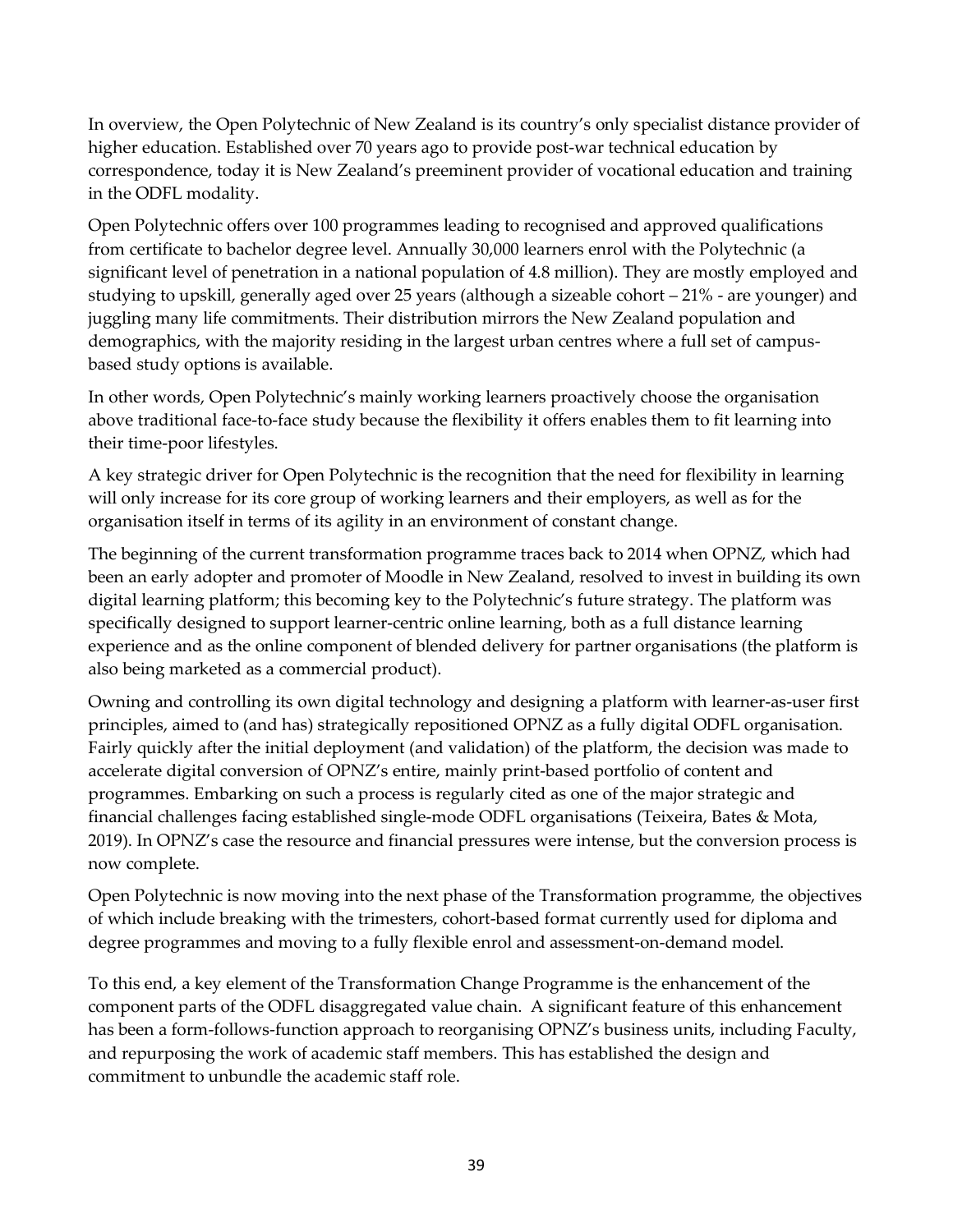In overview, the Open Polytechnic of New Zealand is its country's only specialist distance provider of higher education. Established over 70 years ago to provide post-war technical education by correspondence, today it is New Zealand's preeminent provider of vocational education and training in the ODFL modality.

Open Polytechnic offers over 100 programmes leading to recognised and approved qualifications from certificate to bachelor degree level. Annually 30,000 learners enrol with the Polytechnic (a significant level of penetration in a national population of 4.8 million). They are mostly employed and studying to upskill, generally aged over 25 years (although a sizeable cohort – 21% - are younger) and juggling many life commitments. Their distribution mirrors the New Zealand population and demographics, with the majority residing in the largest urban centres where a full set of campus-based study options is available.

In other words, Open Polytechnic's mainly working learners proactively choose the organisation above traditional face-to-face study because the flexibility it offers enables them to fit learning into their time-poor lifestyles.

A key strategic driver for Open Polytechnic is the recognition that the need for flexibility in learning will only increase for its core group of working learners and their employers, as well as for the organisation itself in terms of its agility in an environment of constant change.

The beginning of the current transformation programme traces back to 2014 when OPNZ, which had been an early adopter and promoter of Moodle in New Zealand, resolved to invest in building its own digital learning platform; this becoming key to the Polytechnic's future strategy. The platform was specifically designed to support learner-centric online learning, both as a full distance learning experience and as the online component of blended delivery for partner organisations (the platform is also being marketed as a commercial product).

Owning and controlling its own digital technology and designing a platform with learner-as-user first principles, aimed to (and has) strategically repositioned OPNZ as a fully digital ODFL organisation. Fairly quickly after the initial deployment (and validation) of the platform, the decision was made to accelerate digital conversion of OPNZ's entire, mainly print-based portfolio of content and programmes. Embarking on such a process is regularly cited as one of the major strategic and financial challenges facing established single-mode ODFL organisations (Teixeira, Bates & Mota, 2019). In OPNZ's case the resource and financial pressures were intense, but the conversion process is now complete.

Open Polytechnic is now moving into the next phase of the Transformation programme, the objectives of which include breaking with the trimesters, cohort-based format currently used for diploma and degree programmes and moving to a fully flexible enrol and assessment-on-demand model.

To this end, a key element of the Transformation Change Programme is the enhancement of the component parts of the ODFL disaggregated value chain. A significant feature of this enhancement has been a form-follows-function approach to reorganising OPNZ's business units, including Faculty, and repurposing the work of academic staff members. This has established the design and commitment to unbundle the academic staff role.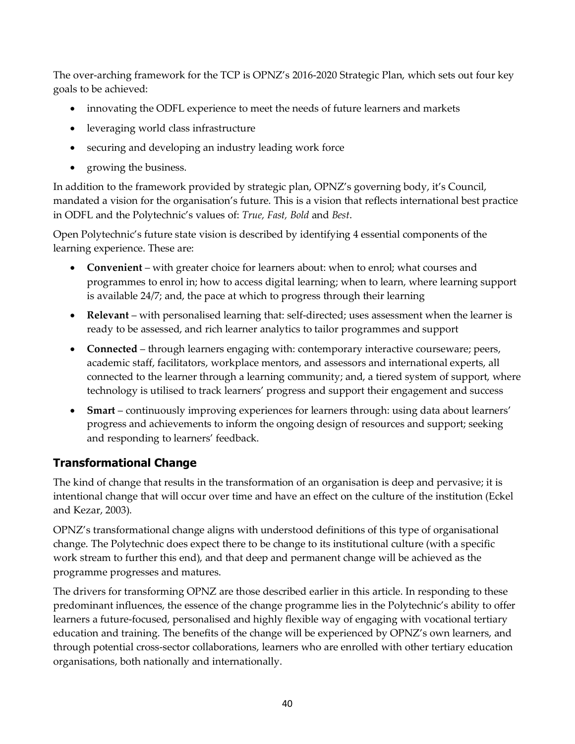The over-arching framework for the TCP is OPNZ's 2016-2020 Strategic Plan, which sets out four key goals to be achieved:

- innovating the ODFL experience to meet the needs of future learners and markets
- leveraging world class infrastructure
- securing and developing an industry leading work force
- growing the business.

In addition to the framework provided by strategic plan, OPNZ's governing body, it's Council, mandated a vision for the organisation's future. This is a vision that reflects international best practice in ODFL and the Polytechnic's values of: *True, Fast, Bold* and *Best*.

Open Polytechnic's future state vision is described by identifying 4 essential components of the learning experience. These are:

- **Convenient** – with greater choice for learners about: when to enrol; what courses and programmes to enrol in; how to access digital learning; when to learn, where learning support is available 24/7; and, the pace at which to progress through their learning
- **Relevant** – with personalised learning that: self-directed; uses assessment when the learner is ready to be assessed, and rich learner analytics to tailor programmes and support
- **Connected** – through learners engaging with: contemporary interactive courseware; peers, academic staff, facilitators, workplace mentors, and assessors and international experts, all connected to the learner through a learning community; and, a tiered system of support, where technology is utilised to track learners' progress and support their engagement and success
- **Smart** – continuously improving experiences for learners through: using data about learners' progress and achievements to inform the ongoing design of resources and support; seeking and responding to learners' feedback.

## Transformational Change

The kind of change that results in the transformation of an organisation is deep and pervasive; it is intentional change that will occur over time and have an effect on the culture of the institution (Eckel and Kezar, 2003).

OPNZ's transformational change aligns with understood definitions of this type of organisational change. The Polytechnic does expect there to be change to its institutional culture (with a specific work stream to further this end), and that deep and permanent change will be achieved as the programme progresses and matures.

The drivers for transforming OPNZ are those described earlier in this article. In responding to these predominant influences, the essence of the change programme lies in the Polytechnic's ability to offer learners a future-focused, personalised and highly flexible way of engaging with vocational tertiary education and training. The benefits of the change will be experienced by OPNZ's own learners, and through potential cross-sector collaborations, learners who are enrolled with other tertiary education organisations, both nationally and internationally.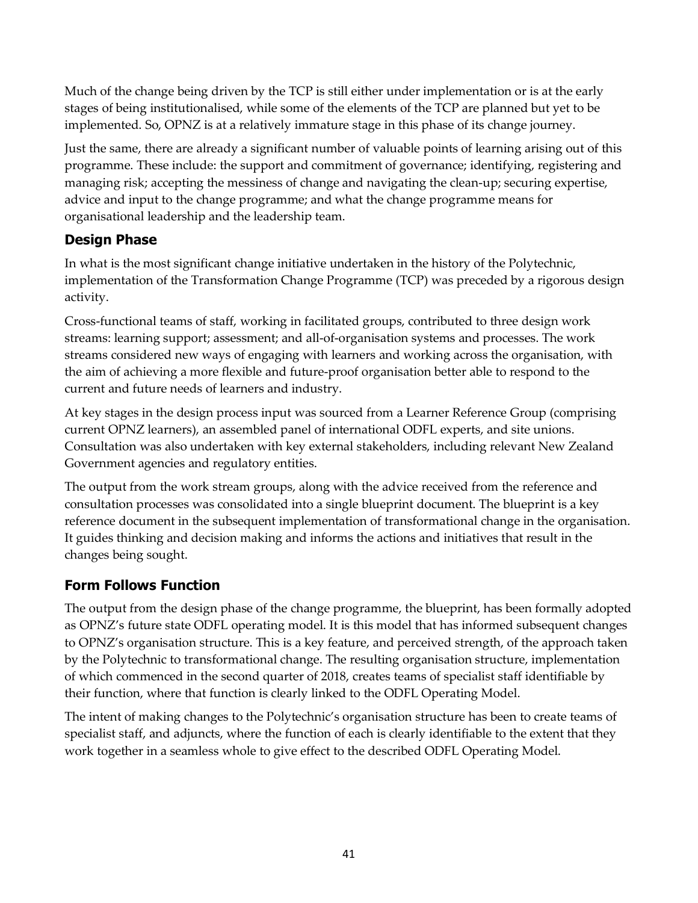Much of the change being driven by the TCP is still either under implementation or is at the early stages of being institutionalised, while some of the elements of the TCP are planned but yet to be implemented. So, OPNZ is at a relatively immature stage in this phase of its change journey.

Just the same, there are already a significant number of valuable points of learning arising out of this programme. These include: the support and commitment of governance; identifying, registering and managing risk; accepting the messiness of change and navigating the clean-up; securing expertise, advice and input to the change programme; and what the change programme means for organisational leadership and the leadership team.

### Design Phase

In what is the most significant change initiative undertaken in the history of the Polytechnic, implementation of the Transformation Change Programme (TCP) was preceded by a rigorous design activity.

Cross-functional teams of staff, working in facilitated groups, contributed to three design work streams: learning support; assessment; and all-of-organisation systems and processes. The work streams considered new ways of engaging with learners and working across the organisation, with the aim of achieving a more flexible and future-proof organisation better able to respond to the current and future needs of learners and industry.

At key stages in the design process input was sourced from a Learner Reference Group (comprising current OPNZ learners), an assembled panel of international ODFL experts, and site unions. Consultation was also undertaken with key external stakeholders, including relevant New Zealand Government agencies and regulatory entities.

The output from the work stream groups, along with the advice received from the reference and consultation processes was consolidated into a single blueprint document. The blueprint is a key reference document in the subsequent implementation of transformational change in the organisation. It guides thinking and decision making and informs the actions and initiatives that result in the changes being sought.

### Form Follows Function

The output from the design phase of the change programme, the blueprint, has been formally adopted as OPNZ's future state ODFL operating model. It is this model that has informed subsequent changes to OPNZ's organisation structure. This is a key feature, and perceived strength, of the approach taken by the Polytechnic to transformational change. The resulting organisation structure, implementation of which commenced in the second quarter of 2018, creates teams of specialist staff identifiable by their function, where that function is clearly linked to the ODFL Operating Model.

The intent of making changes to the Polytechnic's organisation structure has been to create teams of specialist staff, and adjuncts, where the function of each is clearly identifiable to the extent that they work together in a seamless whole to give effect to the described ODFL Operating Model.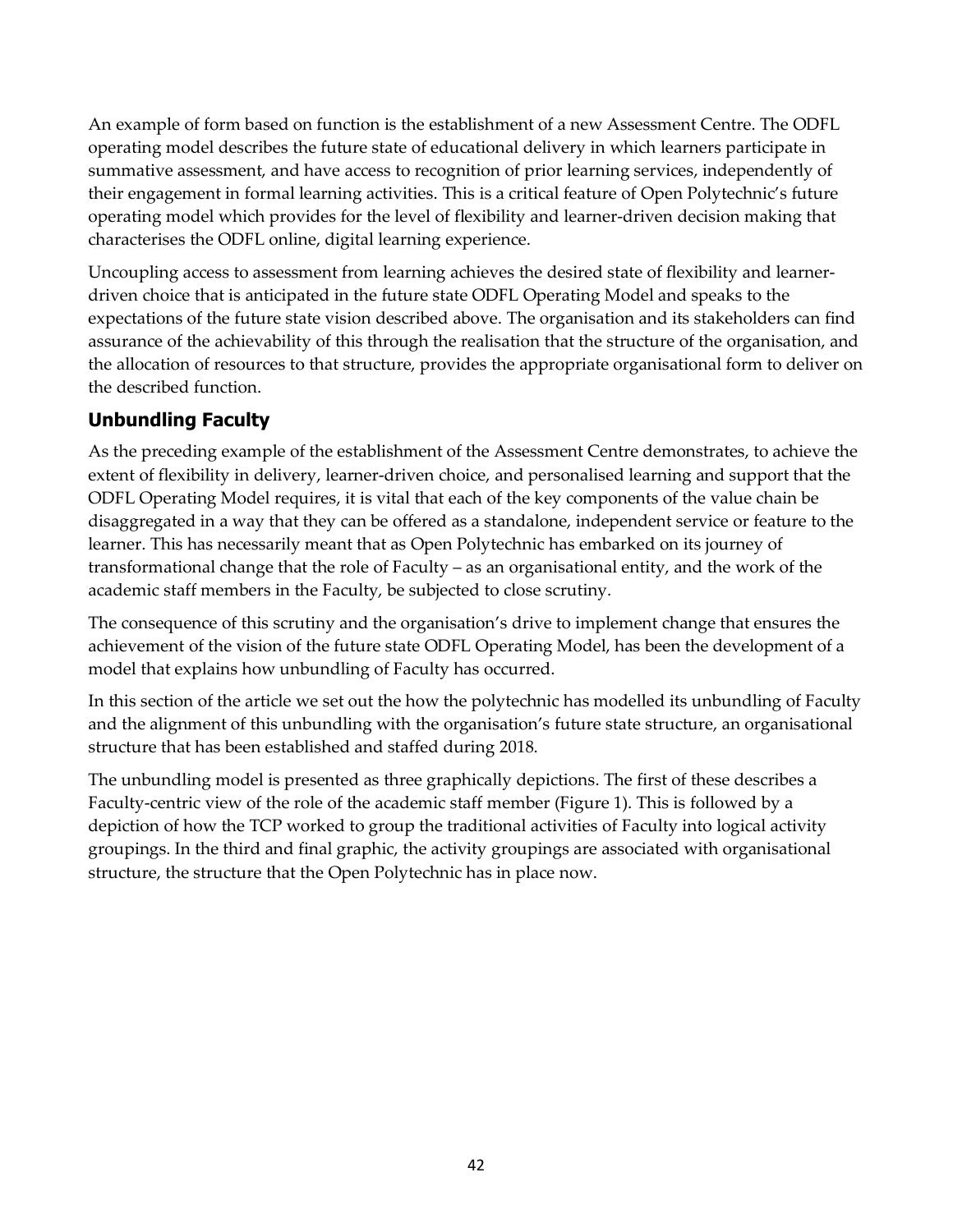An example of form based on function is the establishment of a new Assessment Centre. The ODFL operating model describes the future state of educational delivery in which learners participate in summative assessment, and have access to recognition of prior learning services, independently of their engagement in formal learning activities. This is a critical feature of Open Polytechnic's future operating model which provides for the level of flexibility and learner-driven decision making that characterises the ODFL online, digital learning experience.

Uncoupling access to assessment from learning achieves the desired state of flexibility and learner-driven choice that is anticipated in the future state ODFL Operating Model and speaks to the expectations of the future state vision described above. The organisation and its stakeholders can find assurance of the achievability of this through the realisation that the structure of the organisation, and the allocation of resources to that structure, provides the appropriate organisational form to deliver on the described function.

## Unbundling Faculty

As the preceding example of the establishment of the Assessment Centre demonstrates, to achieve the extent of flexibility in delivery, learner-driven choice, and personalised learning and support that the ODFL Operating Model requires, it is vital that each of the key components of the value chain be disaggregated in a way that they can be offered as a standalone, independent service or feature to the learner. This has necessarily meant that as Open Polytechnic has embarked on its journey of transformational change that the role of Faculty – as an organisational entity, and the work of the academic staff members in the Faculty, be subjected to close scrutiny.

The consequence of this scrutiny and the organisation's drive to implement change that ensures the achievement of the vision of the future state ODFL Operating Model, has been the development of a model that explains how unbundling of Faculty has occurred.

In this section of the article we set out the how the polytechnic has modelled its unbundling of Faculty and the alignment of this unbundling with the organisation's future state structure, an organisational structure that has been established and staffed during 2018.

The unbundling model is presented as three graphically depictions. The first of these describes a Faculty-centric view of the role of the academic staff member (Figure 1). This is followed by a depiction of how the TCP worked to group the traditional activities of Faculty into logical activity groupings. In the third and final graphic, the activity groupings are associated with organisational structure, the structure that the Open Polytechnic has in place now.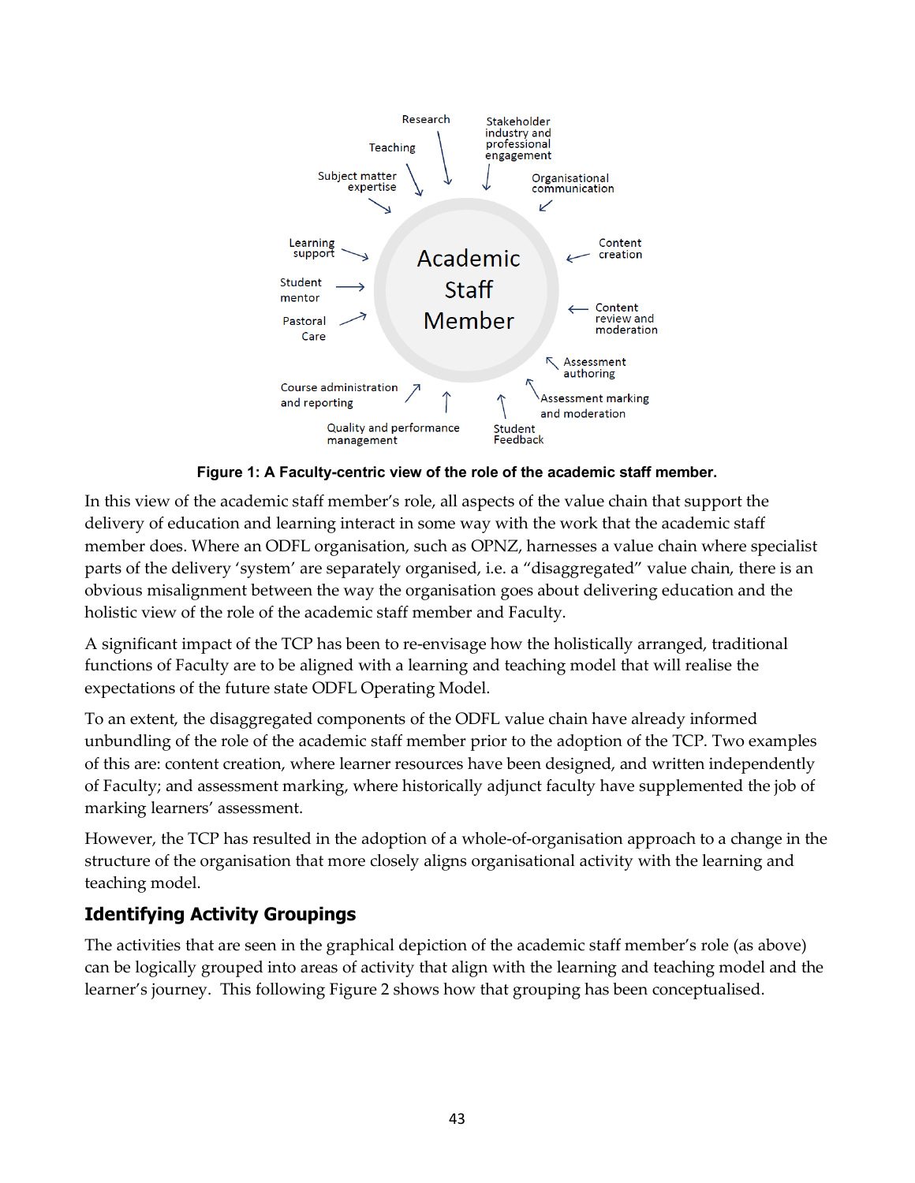Figure 1: A Faculty-centric view of the role of the academic staff member.

In this view of the academic staff member's role, all aspects of the value chain that support the delivery of education and learning interact in some way with the work that the academic staff member does. Where an ODFL organisation, such as OPNZ, harnesses a value chain where specialist parts of the delivery 'system' are separately organised, i.e. a "disaggregated" value chain, there is an obvious misalignment between the way the organisation goes about delivering education and the holistic view of the role of the academic staff member and Faculty.

A significant impact of the TCP has been to re-envisage how the holistically arranged, traditional functions of Faculty are to be aligned with a learning and teaching model that will realise the expectations of the future state ODFL Operating Model.

To an extent, the disaggregated components of the ODFL value chain have already informed unbundling of the role of the academic staff member prior to the adoption of the TCP. Two examples of this are: content creation, where learner resources have been designed, and written independently of Faculty; and assessment marking, where historically adjunct faculty have supplemented the job of marking learners' assessment.

However, the TCP has resulted in the adoption of a whole-of-organisation approach to a change in the structure of the organisation that more closely aligns organisational activity with the learning and teaching model.

## Identifying Activity Groupings

The activities that are seen in the graphical depiction of the academic staff member's role (as above) can be logically grouped into areas of activity that align with the learning and teaching model and the learner's journey. This following Figure 2 shows how that grouping has been conceptualised.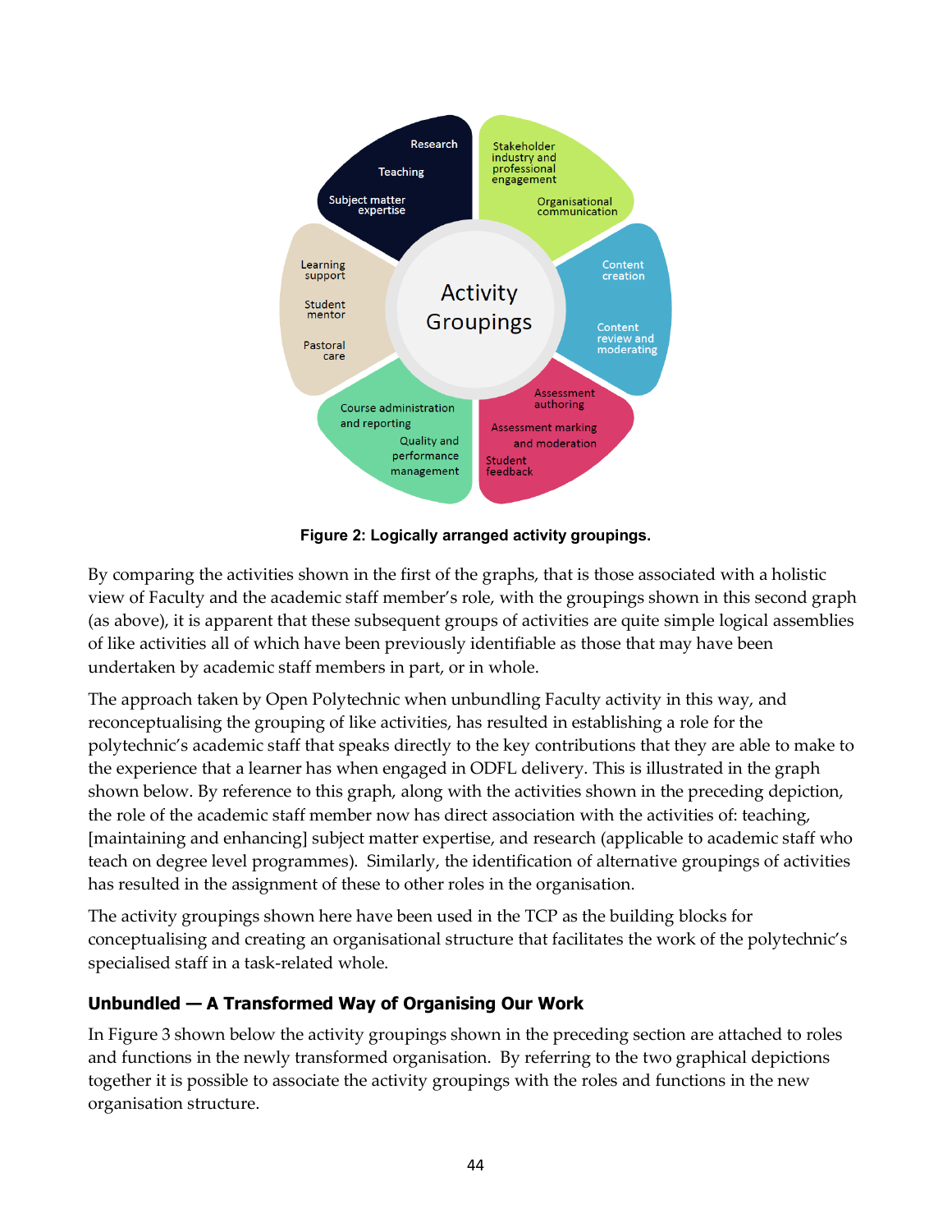Figure 2: Logically arranged activity groupings.

By comparing the activities shown in the first of the graphs, that is those associated with a holistic view of Faculty and the academic staff member's role, with the groupings shown in this second graph (as above), it is apparent that these subsequent groups of activities are quite simple logical assemblies of like activities all of which have been previously identifiable as those that may have been undertaken by academic staff members in part, or in whole.

The approach taken by Open Polytechnic when unbundling Faculty activity in this way, and reconceptualising the grouping of like activities, has resulted in establishing a role for the polytechnic's academic staff that speaks directly to the key contributions that they are able to make to the experience that a learner has when engaged in ODFL delivery. This is illustrated in the graph shown below. By reference to this graph, along with the activities shown in the preceding depiction, the role of the academic staff member now has direct association with the activities of: teaching, [maintaining and enhancing] subject matter expertise, and research (applicable to academic staff who teach on degree level programmes). Similarly, the identification of alternative groupings of activities has resulted in the assignment of these to other roles in the organisation.

The activity groupings shown here have been used in the TCP as the building blocks for conceptualising and creating an organisational structure that facilitates the work of the polytechnic's specialised staff in a task-related whole.

## Unbundled — A Transformed Way of Organising Our Work

In Figure 3 shown below the activity groupings shown in the preceding section are attached to roles and functions in the newly transformed organisation. By referring to the two graphical depictions together it is possible to associate the activity groupings with the roles and functions in the new organisation structure.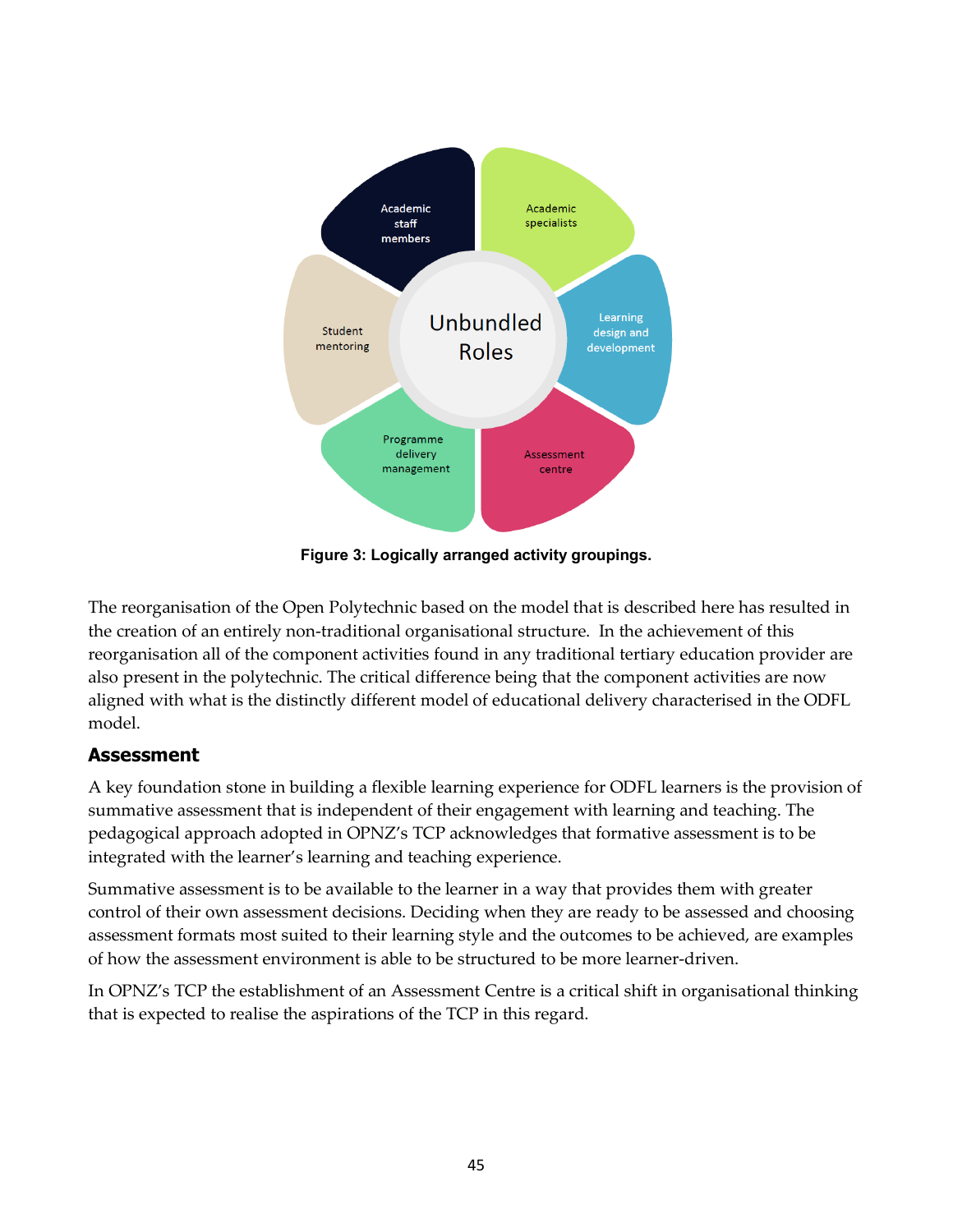Academic staff members

Academic specialists

Learning design and development

Assessment centre

Programme delivery management

Student mentoring

Unbundled Roles

**Figure 3: Logically arranged activity groupings.**

The reorganisation of the Open Polytechnic based on the model that is described here has resulted in the creation of an entirely non-traditional organisational structure. In the achievement of this reorganisation all of the component activities found in any traditional tertiary education provider are also present in the polytechnic. The critical difference being that the component activities are now aligned with what is the distinctly different model of educational delivery characterised in the ODFL model.

## Assessment

A key foundation stone in building a flexible learning experience for ODFL learners is the provision of summative assessment that is independent of their engagement with learning and teaching. The pedagogical approach adopted in OPNZ's TCP acknowledges that formative assessment is to be integrated with the learner's learning and teaching experience.

Summative assessment is to be available to the learner in a way that provides them with greater control of their own assessment decisions. Deciding when they are ready to be assessed and choosing assessment formats most suited to their learning style and the outcomes to be achieved, are examples of how the assessment environment is able to be structured to be more learner-driven.

In OPNZ's TCP the establishment of an Assessment Centre is a critical shift in organisational thinking that is expected to realise the aspirations of the TCP in this regard.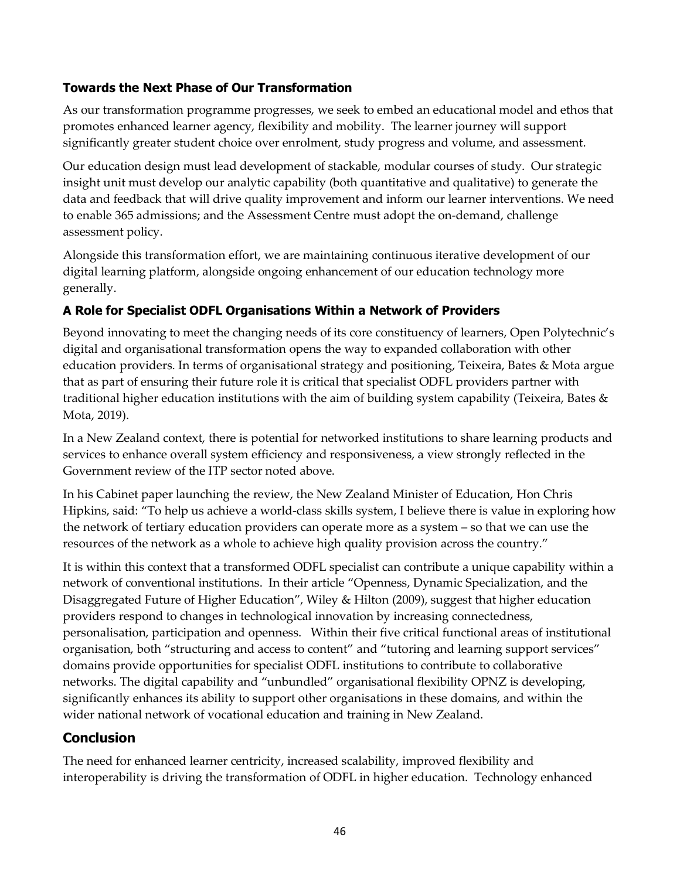### Towards the Next Phase of Our Transformation

As our transformation programme progresses, we seek to embed an educational model and ethos that promotes enhanced learner agency, flexibility and mobility. The learner journey will support significantly greater student choice over enrolment, study progress and volume, and assessment.

Our education design must lead development of stackable, modular courses of study. Our strategic insight unit must develop our analytic capability (both quantitative and qualitative) to generate the data and feedback that will drive quality improvement and inform our learner interventions. We need to enable 365 admissions; and the Assessment Centre must adopt the on-demand, challenge assessment policy.

Alongside this transformation effort, we are maintaining continuous iterative development of our digital learning platform, alongside ongoing enhancement of our education technology more generally.

### A Role for Specialist ODFL Organisations Within a Network of Providers

Beyond innovating to meet the changing needs of its core constituency of learners, Open Polytechnic's digital and organisational transformation opens the way to expanded collaboration with other education providers. In terms of organisational strategy and positioning, Teixeira, Bates & Mota argue that as part of ensuring their future role it is critical that specialist ODFL providers partner with traditional higher education institutions with the aim of building system capability (Teixeira, Bates & Mota, 2019).

In a New Zealand context, there is potential for networked institutions to share learning products and services to enhance overall system efficiency and responsiveness, a view strongly reflected in the Government review of the ITP sector noted above.

In his Cabinet paper launching the review, the New Zealand Minister of Education, Hon Chris Hipkins, said: "To help us achieve a world-class skills system, I believe there is value in exploring how the network of tertiary education providers can operate more as a system – so that we can use the resources of the network as a whole to achieve high quality provision across the country."

It is within this context that a transformed ODFL specialist can contribute a unique capability within a network of conventional institutions. In their article "Openness, Dynamic Specialization, and the Disaggregated Future of Higher Education", Wiley & Hilton (2009), suggest that higher education providers respond to changes in technological innovation by increasing connectedness, personalisation, participation and openness. Within their five critical functional areas of institutional organisation, both "structuring and access to content" and "tutoring and learning support services" domains provide opportunities for specialist ODFL institutions to contribute to collaborative networks. The digital capability and "unbundled" organisational flexibility OPNZ is developing, significantly enhances its ability to support other organisations in these domains, and within the wider national network of vocational education and training in New Zealand.

## Conclusion

The need for enhanced learner centricity, increased scalability, improved flexibility and interoperability is driving the transformation of ODFL in higher education. Technology enhanced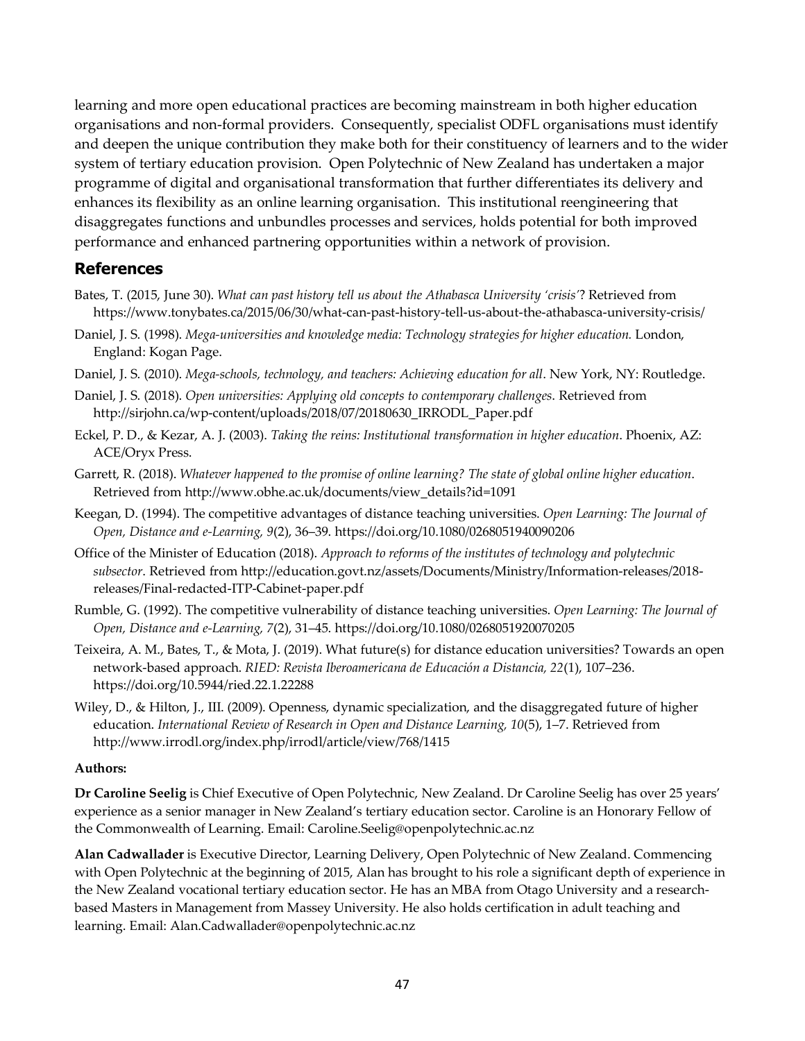learning and more open educational practices are becoming mainstream in both higher education organisations and non-formal providers. Consequently, specialist ODFL organisations must identify and deepen the unique contribution they make both for their constituency of learners and to the wider system of tertiary education provision. Open Polytechnic of New Zealand has undertaken a major programme of digital and organisational transformation that further differentiates its delivery and enhances its flexibility as an online learning organisation. This institutional reengineering that disaggregates functions and unbundles processes and services, holds potential for both improved performance and enhanced partnering opportunities within a network of provision.

## References

Bates, T. (2015, June 30). *What can past history tell us about the Athabasca University 'crisis'*? Retrieved from https://www.tonybates.ca/2015/06/30/what-can-past-history-tell-us-about-the-athabasca-university-crisis/

Daniel, J. S. (1998). *Mega-universities and knowledge media: Technology strategies for higher education.* London, England: Kogan Page.

Daniel, J. S. (2010). *Mega-schools, technology, and teachers: Achieving education for all*. New York, NY: Routledge.

Daniel, J. S. (2018). *Open universities: Applying old concepts to contemporary challenges*. Retrieved from http://sirjohn.ca/wp-content/uploads/2018/07/20180630_IRRODL_Paper.pdf

Eckel, P. D., & Kezar, A. J. (2003). *Taking the reins: Institutional transformation in higher education*. Phoenix, AZ: ACE/Oryx Press.

Garrett, R. (2018). *Whatever happened to the promise of online learning? The state of global online higher education*. Retrieved from http://www.obhe.ac.uk/documents/view_details?id=1091

Keegan, D. (1994). The competitive advantages of distance teaching universities. *Open Learning: The Journal of Open, Distance and e-Learning, 9*(2), 36–39. https://doi.org/10.1080/0268051940090206

Office of the Minister of Education (2018). *Approach to reforms of the institutes of technology and polytechnic subsector*. Retrieved from http://education.govt.nz/assets/Documents/Ministry/Information-releases/2018-releases/Final-redacted-ITP-Cabinet-paper.pdf

Rumble, G. (1992). The competitive vulnerability of distance teaching universities. *Open Learning: The Journal of Open, Distance and e-Learning, 7*(2), 31–45. https://doi.org/10.1080/0268051920070205

Teixeira, A. M., Bates, T., & Mota, J. (2019). What future(s) for distance education universities? Towards an open network-based approach. *RIED: Revista Iberoamericana de Educación a Distancia, 22*(1), 107–236. https://doi.org/10.5944/ried.22.1.22288

Wiley, D., & Hilton, J., III. (2009). Openness, dynamic specialization, and the disaggregated future of higher education. *International Review of Research in Open and Distance Learning, 10*(5), 1–7. Retrieved from http://www.irrodl.org/index.php/irrodl/article/view/768/1415

**Authors:**

**Dr Caroline Seelig** is Chief Executive of Open Polytechnic, New Zealand. Dr Caroline Seelig has over 25 years' experience as a senior manager in New Zealand's tertiary education sector. Caroline is an Honorary Fellow of the Commonwealth of Learning. Email: Caroline.Seelig@openpolytechnic.ac.nz

**Alan Cadwallader** is Executive Director, Learning Delivery, Open Polytechnic of New Zealand. Commencing with Open Polytechnic at the beginning of 2015, Alan has brought to his role a significant depth of experience in the New Zealand vocational tertiary education sector. He has an MBA from Otago University and a research-based Masters in Management from Massey University. He also holds certification in adult teaching and learning. Email: Alan.Cadwallader@openpolytechnic.ac.nz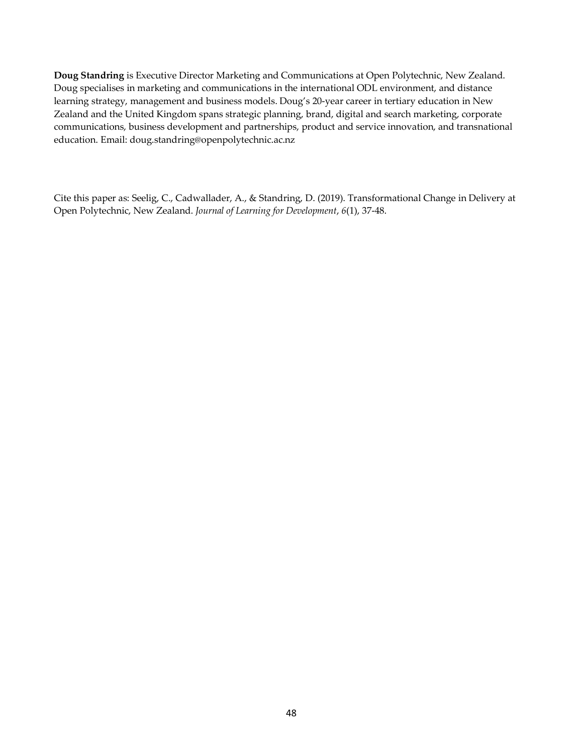**Doug Standring** is Executive Director Marketing and Communications at Open Polytechnic, New Zealand. Doug specialises in marketing and communications in the international ODL environment, and distance learning strategy, management and business models. Doug's 20-year career in tertiary education in New Zealand and the United Kingdom spans strategic planning, brand, digital and search marketing, corporate communications, business development and partnerships, product and service innovation, and transnational education. Email: doug.standring@openpolytechnic.ac.nz

Cite this paper as: Seelig, C., Cadwallader, A., & Standring, D. (2019). Transformational Change in Delivery at Open Polytechnic, New Zealand. *Journal of Learning for Development*, *6*(1), 37-48.